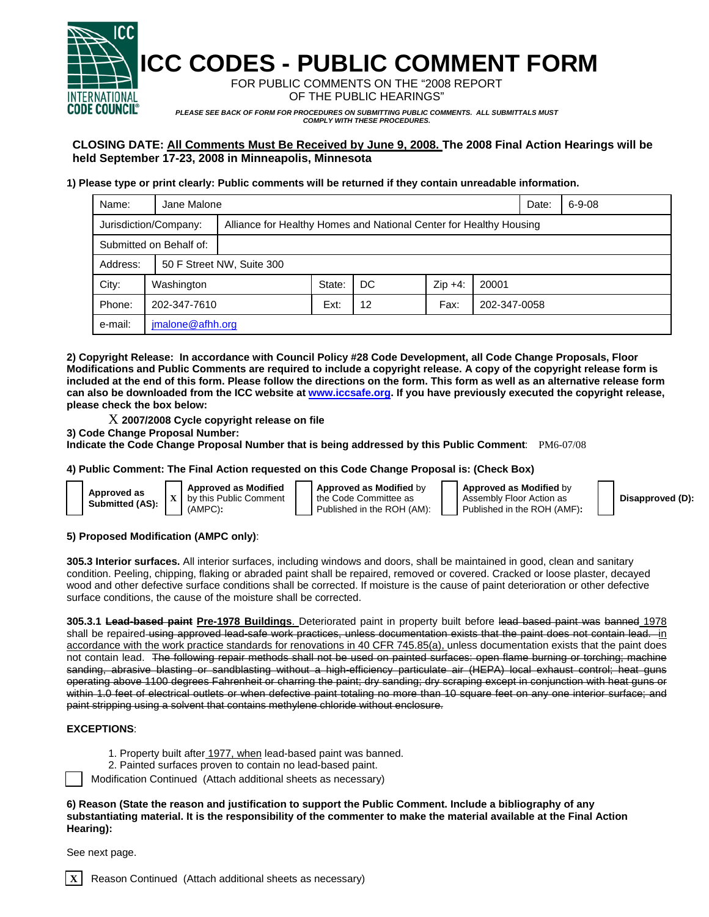# ICC CODES - PUBLIC COMMENT FORM

FOR PUBLIC COMMENTS ON THE "2008 REPORT OF THE PUBLIC HEARINGS"

*PLEASE SEE BACK OF FORM FOR PROCEDURES ON SUBMITTING PUBLIC COMMENTS. ALL SUBMITTALS MUST COMPLY WITH THESE PROCEDURES.*

**CLOSING DATE: <u>All Comments Must Be Received by June 9, 2008.</u> The 2008 Final Action Hearings will be held September 17-23, 2008 in Minneapolis, Minnesota**

**1) Please type or print clearly: Public comments will be returned if they contain unreadable information.**

| Name: | Jane Malone | | | | Date: | 6-9-08 |
|---|---|---|---|---|---|---|
| Jurisdiction/Company: | Alliance for Healthy Homes and National Center for Healthy Housing | | | | | |
| Submitted on Behalf of: | | | | | | |
| Address: | 50 F Street NW, Suite 300 | | | | | |
| City: | Washington | State: | DC | Zip +4: | 20001 | |
| Phone: | 202-347-7610 | Ext: | 12 | Fax: | 202-347-0058 | |
| e-mail: | jmalone@afhh.org | | | | | |

**2) Copyright Release: In accordance with Council Policy #28 Code Development, all Code Change Proposals, Floor Modifications and Public Comments are required to include a copyright release. A copy of the copyright release form is included at the end of this form. Please follow the directions on the form. This form as well as an alternative release form can also be downloaded from the ICC website at www.iccsafe.org. If you have previously executed the copyright release, please check the box below:**

X **2007/2008 Cycle copyright release on file**

**3) Code Change Proposal Number:**

**Indicate the Code Change Proposal Number that is being addressed by this Public Comment**: PM6-07/08

**4) Public Comment: The Final Action requested on this Code Change Proposal is: (Check Box)**

- [ ] **Approved as Submitted (AS):**
- [X] **Approved as Modified** by this Public Comment (AMPC)**:**
- [ ] **Approved as Modified** by the Code Committee as Published in the ROH (AM):
- [ ] **Approved as Modified** by Assembly Floor Action as Published in the ROH (AMF)**:**
- [ ] **Disapproved (D):**

**5) Proposed Modification (AMPC only)**:

**305.3 Interior surfaces.** All interior surfaces, including windows and doors, shall be maintained in good, clean and sanitary condition. Peeling, chipping, flaking or abraded paint shall be repaired, removed or covered. Cracked or loose plaster, decayed wood and other defective surface conditions shall be corrected. If moisture is the cause of paint deterioration or other defective surface conditions, the cause of the moisture shall be corrected.

**305.3.1** ~~**Lead-based paint**~~ **<u>Pre-1978 Buildings</u>**<u>.</u> Deteriorated paint in property built before ~~lead based paint was banned~~ <u>1978</u> shall be repaired ~~using approved lead-safe work practices, unless documentation exists that the paint does not contain lead.~~ <u>in accordance with the work practice standards for renovations in 40 CFR 745.85(a),</u> unless documentation exists that the paint does not contain lead. ~~The following repair methods shall not be used on painted surfaces: open flame burning or torching; machine sanding, abrasive blasting or sandblasting without a high-efficiency particulate air (HEPA) local exhaust control; heat guns operating above 1100 degrees Fahrenheit or charring the paint; dry sanding; dry scraping except in conjunction with heat guns or within 1.0 feet of electrical outlets or when defective paint totaling no more than 10 square feet on any one interior surface; and paint stripping using a solvent that contains methylene chloride without enclosure.~~

**EXCEPTIONS**:

1. Property built after <u>1977, when</u> lead-based paint was banned.
2. Painted surfaces proven to contain no lead-based paint.

- [ ] Modification Continued (Attach additional sheets as necessary)

**6) Reason (State the reason and justification to support the Public Comment. Include a bibliography of any substantiating material. It is the responsibility of the commenter to make the material available at the Final Action Hearing):**

See next page.

- [X] Reason Continued (Attach additional sheets as necessary)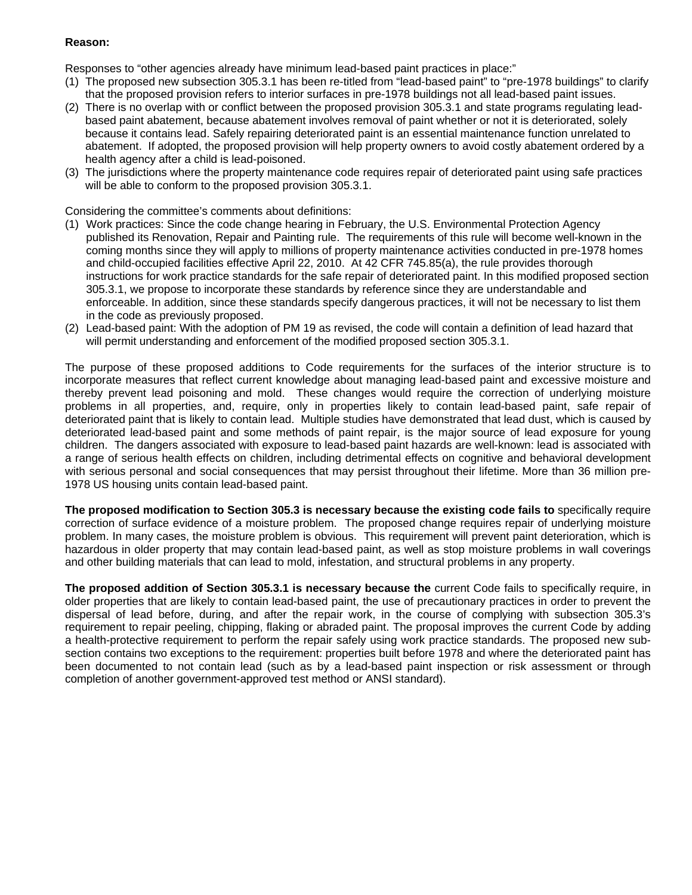**Reason:**

Responses to "other agencies already have minimum lead-based paint practices in place:"

1. The proposed new subsection 305.3.1 has been re-titled from "lead-based paint" to "pre-1978 buildings" to clarify that the proposed provision refers to interior surfaces in pre-1978 buildings not all lead-based paint issues.
2. There is no overlap with or conflict between the proposed provision 305.3.1 and state programs regulating lead-based paint abatement, because abatement involves removal of paint whether or not it is deteriorated, solely because it contains lead. Safely repairing deteriorated paint is an essential maintenance function unrelated to abatement. If adopted, the proposed provision will help property owners to avoid costly abatement ordered by a health agency after a child is lead-poisoned.
3. The jurisdictions where the property maintenance code requires repair of deteriorated paint using safe practices will be able to conform to the proposed provision 305.3.1.

Considering the committee's comments about definitions:

1. Work practices: Since the code change hearing in February, the U.S. Environmental Protection Agency published its Renovation, Repair and Painting rule. The requirements of this rule will become well-known in the coming months since they will apply to millions of property maintenance activities conducted in pre-1978 homes and child-occupied facilities effective April 22, 2010. At 42 CFR 745.85(a), the rule provides thorough instructions for work practice standards for the safe repair of deteriorated paint. In this modified proposed section 305.3.1, we propose to incorporate these standards by reference since they are understandable and enforceable. In addition, since these standards specify dangerous practices, it will not be necessary to list them in the code as previously proposed.
2. Lead-based paint: With the adoption of PM 19 as revised, the code will contain a definition of lead hazard that will permit understanding and enforcement of the modified proposed section 305.3.1.

The purpose of these proposed additions to Code requirements for the surfaces of the interior structure is to incorporate measures that reflect current knowledge about managing lead-based paint and excessive moisture and thereby prevent lead poisoning and mold. These changes would require the correction of underlying moisture problems in all properties, and, require, only in properties likely to contain lead-based paint, safe repair of deteriorated paint that is likely to contain lead. Multiple studies have demonstrated that lead dust, which is caused by deteriorated lead-based paint and some methods of paint repair, is the major source of lead exposure for young children. The dangers associated with exposure to lead-based paint hazards are well-known: lead is associated with a range of serious health effects on children, including detrimental effects on cognitive and behavioral development with serious personal and social consequences that may persist throughout their lifetime. More than 36 million pre-1978 US housing units contain lead-based paint.

**The proposed modification to Section 305.3 is necessary because the existing code fails to** specifically require correction of surface evidence of a moisture problem. The proposed change requires repair of underlying moisture problem. In many cases, the moisture problem is obvious. This requirement will prevent paint deterioration, which is hazardous in older property that may contain lead-based paint, as well as stop moisture problems in wall coverings and other building materials that can lead to mold, infestation, and structural problems in any property.

**The proposed addition of Section 305.3.1 is necessary because the** current Code fails to specifically require, in older properties that are likely to contain lead-based paint, the use of precautionary practices in order to prevent the dispersal of lead before, during, and after the repair work, in the course of complying with subsection 305.3's requirement to repair peeling, chipping, flaking or abraded paint. The proposal improves the current Code by adding a health-protective requirement to perform the repair safely using work practice standards. The proposed new sub-section contains two exceptions to the requirement: properties built before 1978 and where the deteriorated paint has been documented to not contain lead (such as by a lead-based paint inspection or risk assessment or through completion of another government-approved test method or ANSI standard).